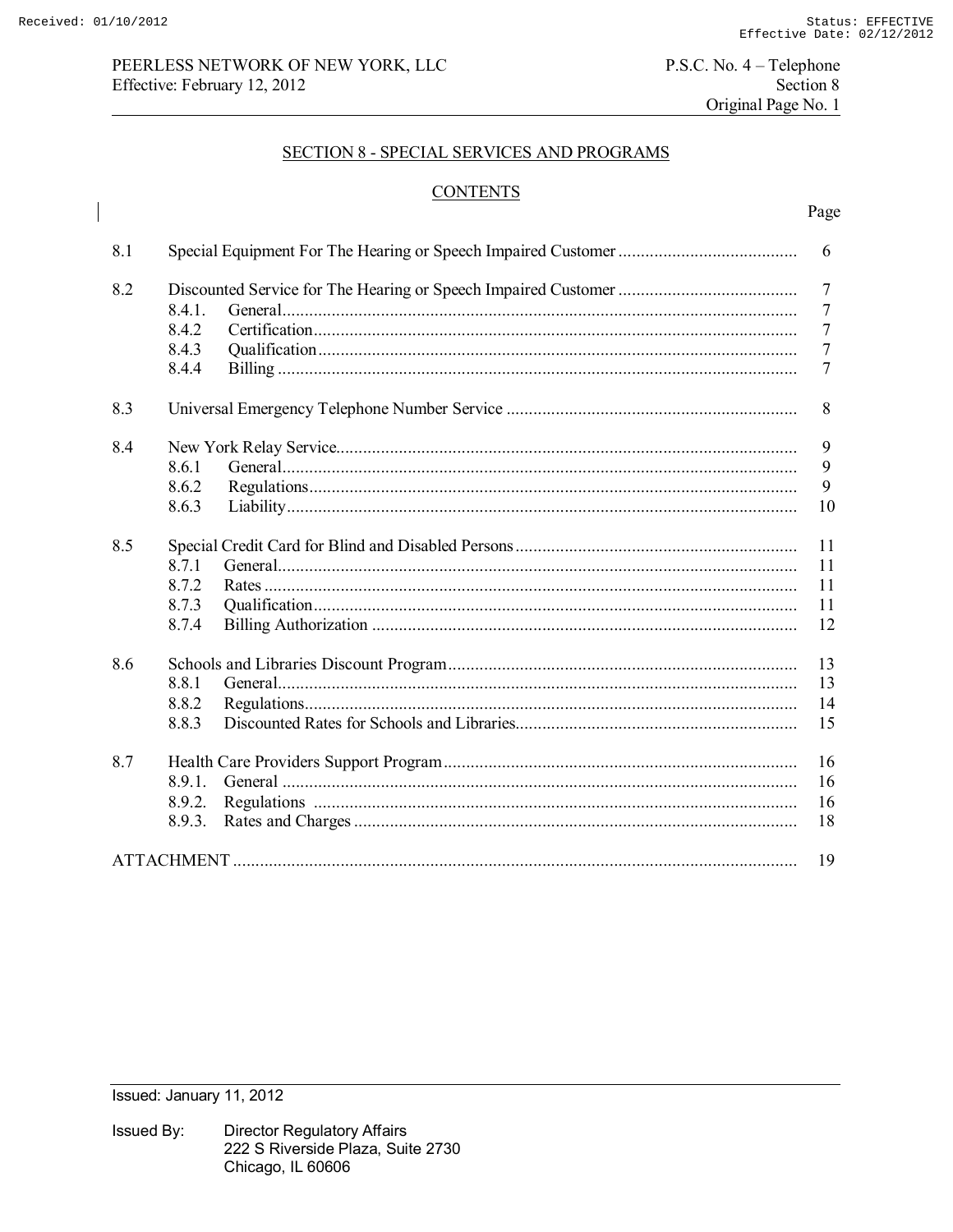PEERLESS NETWORK OF NEW YORK, LLC
Effective: February 12, 2012

P.S.C. No. 4 – Telephone
Section 8
Original Page No. 1

## SECTION 8 - SPECIAL SERVICES AND PROGRAMS

### CONTENTS

| | | Page |
|---|---|---|
| 8.1 | Special Equipment For The Hearing or Speech Impaired Customer | 6 |
| 8.2 | Discounted Service for The Hearing or Speech Impaired Customer | 7 |
| | 8.4.1. General | 7 |
| | 8.4.2 Certification | 7 |
| | 8.4.3 Qualification | 7 |
| | 8.4.4 Billing | 7 |
| 8.3 | Universal Emergency Telephone Number Service | 8 |
| 8.4 | New York Relay Service | 9 |
| | 8.6.1 General | 9 |
| | 8.6.2 Regulations | 9 |
| | 8.6.3 Liability | 10 |
| 8.5 | Special Credit Card for Blind and Disabled Persons | 11 |
| | 8.7.1 General | 11 |
| | 8.7.2 Rates | 11 |
| | 8.7.3 Qualification | 11 |
| | 8.7.4 Billing Authorization | 12 |
| 8.6 | Schools and Libraries Discount Program | 13 |
| | 8.8.1 General | 13 |
| | 8.8.2 Regulations | 14 |
| | 8.8.3 Discounted Rates for Schools and Libraries | 15 |
| 8.7 | Health Care Providers Support Program | 16 |
| | 8.9.1. General | 16 |
| | 8.9.2. Regulations | 16 |
| | 8.9.3. Rates and Charges | 18 |
| ATTACHMENT | | 19 |

Issued: January 11, 2012

Issued By: Director Regulatory Affairs
222 S Riverside Plaza, Suite 2730
Chicago, IL 60606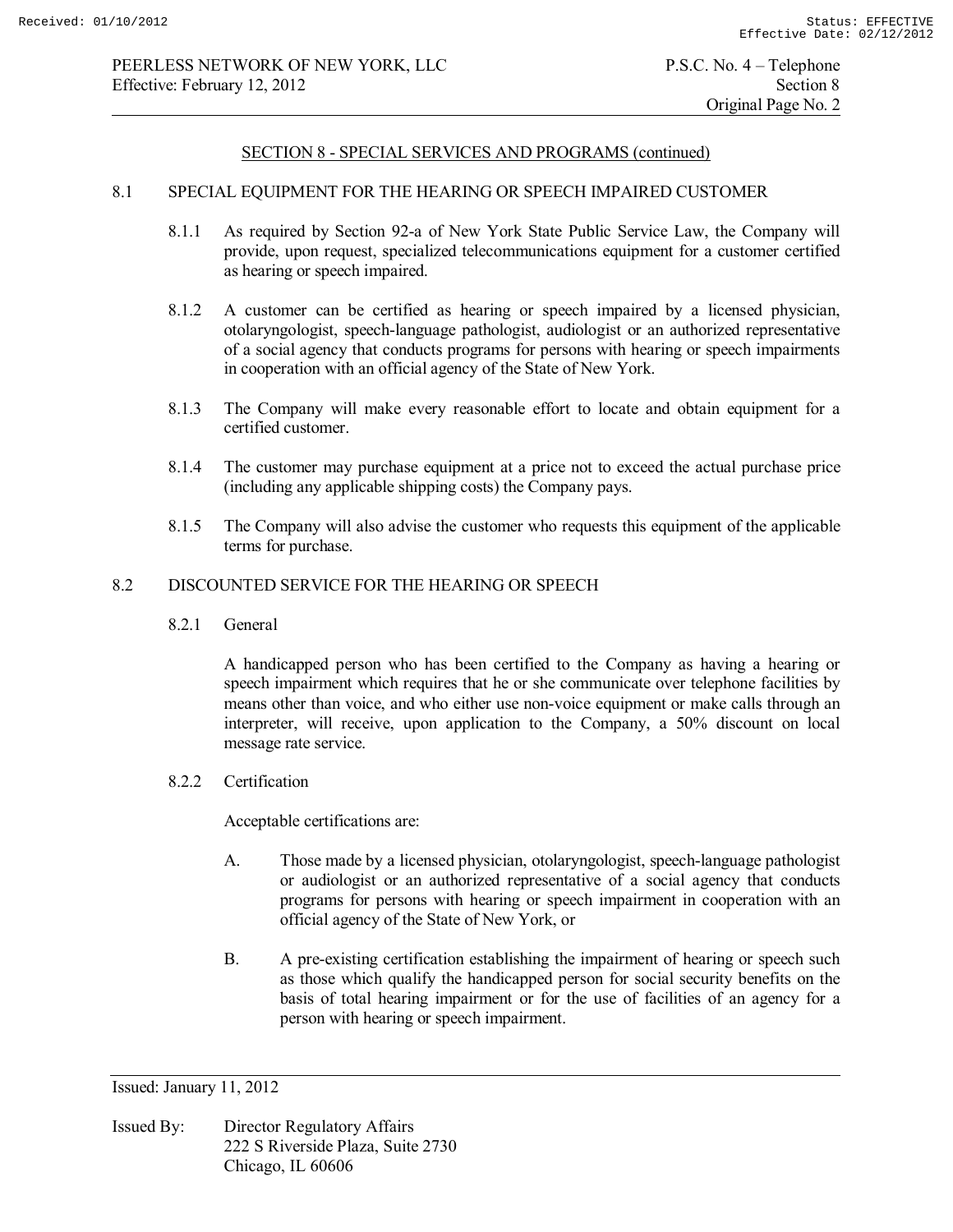SECTION 8 - SPECIAL SERVICES AND PROGRAMS (continued)

## 8.1 SPECIAL EQUIPMENT FOR THE HEARING OR SPEECH IMPAIRED CUSTOMER

8.1.1 As required by Section 92-a of New York State Public Service Law, the Company will provide, upon request, specialized telecommunications equipment for a customer certified as hearing or speech impaired.

8.1.2 A customer can be certified as hearing or speech impaired by a licensed physician, otolaryngologist, speech-language pathologist, audiologist or an authorized representative of a social agency that conducts programs for persons with hearing or speech impairments in cooperation with an official agency of the State of New York.

8.1.3 The Company will make every reasonable effort to locate and obtain equipment for a certified customer.

8.1.4 The customer may purchase equipment at a price not to exceed the actual purchase price (including any applicable shipping costs) the Company pays.

8.1.5 The Company will also advise the customer who requests this equipment of the applicable terms for purchase.

## 8.2 DISCOUNTED SERVICE FOR THE HEARING OR SPEECH

### 8.2.1 General

A handicapped person who has been certified to the Company as having a hearing or speech impairment which requires that he or she communicate over telephone facilities by means other than voice, and who either use non-voice equipment or make calls through an interpreter, will receive, upon application to the Company, a 50% discount on local message rate service.

### 8.2.2 Certification

Acceptable certifications are:

A. Those made by a licensed physician, otolaryngologist, speech-language pathologist or audiologist or an authorized representative of a social agency that conducts programs for persons with hearing or speech impairment in cooperation with an official agency of the State of New York, or

B. A pre-existing certification establishing the impairment of hearing or speech such as those which qualify the handicapped person for social security benefits on the basis of total hearing impairment or for the use of facilities of an agency for a person with hearing or speech impairment.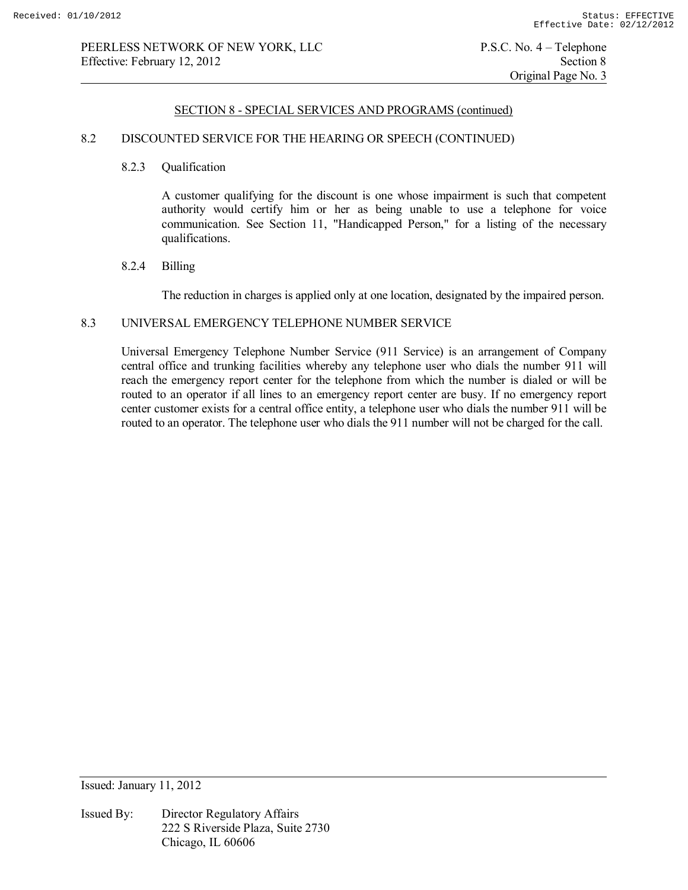## SECTION 8 - SPECIAL SERVICES AND PROGRAMS (continued)

### 8.2 DISCOUNTED SERVICE FOR THE HEARING OR SPEECH (CONTINUED)

#### 8.2.3 Qualification

A customer qualifying for the discount is one whose impairment is such that competent authority would certify him or her as being unable to use a telephone for voice communication. See Section 11, "Handicapped Person," for a listing of the necessary qualifications.

#### 8.2.4 Billing

The reduction in charges is applied only at one location, designated by the impaired person.

### 8.3 UNIVERSAL EMERGENCY TELEPHONE NUMBER SERVICE

Universal Emergency Telephone Number Service (911 Service) is an arrangement of Company central office and trunking facilities whereby any telephone user who dials the number 911 will reach the emergency report center for the telephone from which the number is dialed or will be routed to an operator if all lines to an emergency report center are busy. If no emergency report center customer exists for a central office entity, a telephone user who dials the number 911 will be routed to an operator. The telephone user who dials the 911 number will not be charged for the call.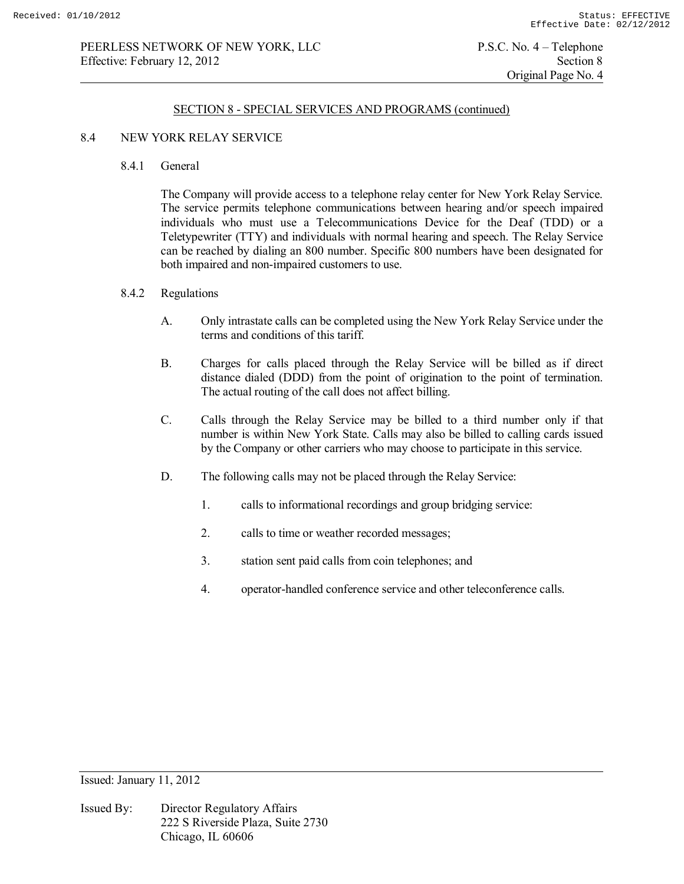## SECTION 8 - SPECIAL SERVICES AND PROGRAMS (continued)

### 8.4 NEW YORK RELAY SERVICE

#### 8.4.1 General

The Company will provide access to a telephone relay center for New York Relay Service. The service permits telephone communications between hearing and/or speech impaired individuals who must use a Telecommunications Device for the Deaf (TDD) or a Teletypewriter (TTY) and individuals with normal hearing and speech. The Relay Service can be reached by dialing an 800 number. Specific 800 numbers have been designated for both impaired and non-impaired customers to use.

#### 8.4.2 Regulations

A. Only intrastate calls can be completed using the New York Relay Service under the terms and conditions of this tariff.

B. Charges for calls placed through the Relay Service will be billed as if direct distance dialed (DDD) from the point of origination to the point of termination. The actual routing of the call does not affect billing.

C. Calls through the Relay Service may be billed to a third number only if that number is within New York State. Calls may also be billed to calling cards issued by the Company or other carriers who may choose to participate in this service.

D. The following calls may not be placed through the Relay Service:

1. calls to informational recordings and group bridging service:

2. calls to time or weather recorded messages;

3. station sent paid calls from coin telephones; and

4. operator-handled conference service and other teleconference calls.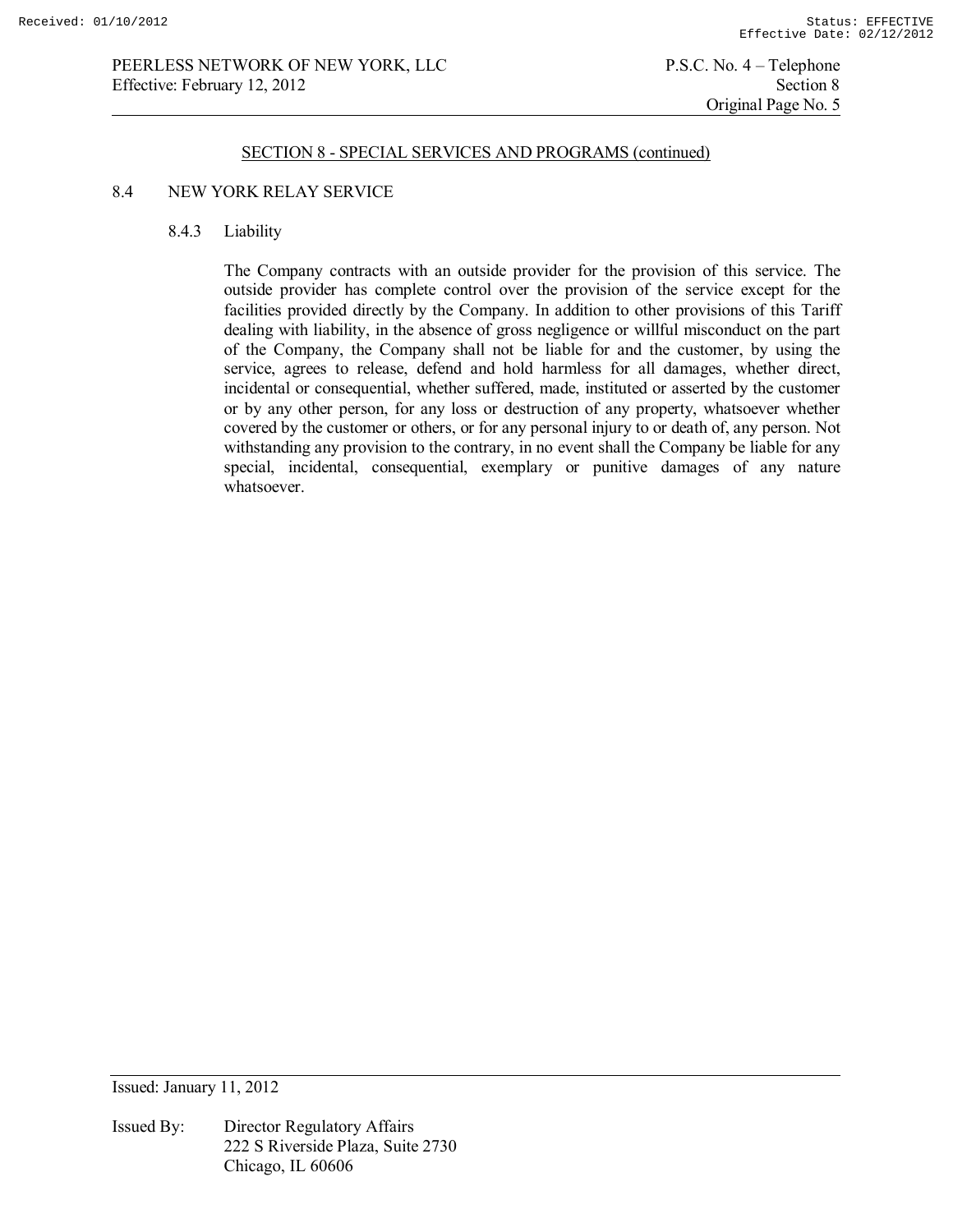## SECTION 8 - SPECIAL SERVICES AND PROGRAMS (continued)

### 8.4 NEW YORK RELAY SERVICE

#### 8.4.3 Liability

The Company contracts with an outside provider for the provision of this service. The outside provider has complete control over the provision of the service except for the facilities provided directly by the Company. In addition to other provisions of this Tariff dealing with liability, in the absence of gross negligence or willful misconduct on the part of the Company, the Company shall not be liable for and the customer, by using the service, agrees to release, defend and hold harmless for all damages, whether direct, incidental or consequential, whether suffered, made, instituted or asserted by the customer or by any other person, for any loss or destruction of any property, whatsoever whether covered by the customer or others, or for any personal injury to or death of, any person. Not withstanding any provision to the contrary, in no event shall the Company be liable for any special, incidental, consequential, exemplary or punitive damages of any nature whatsoever.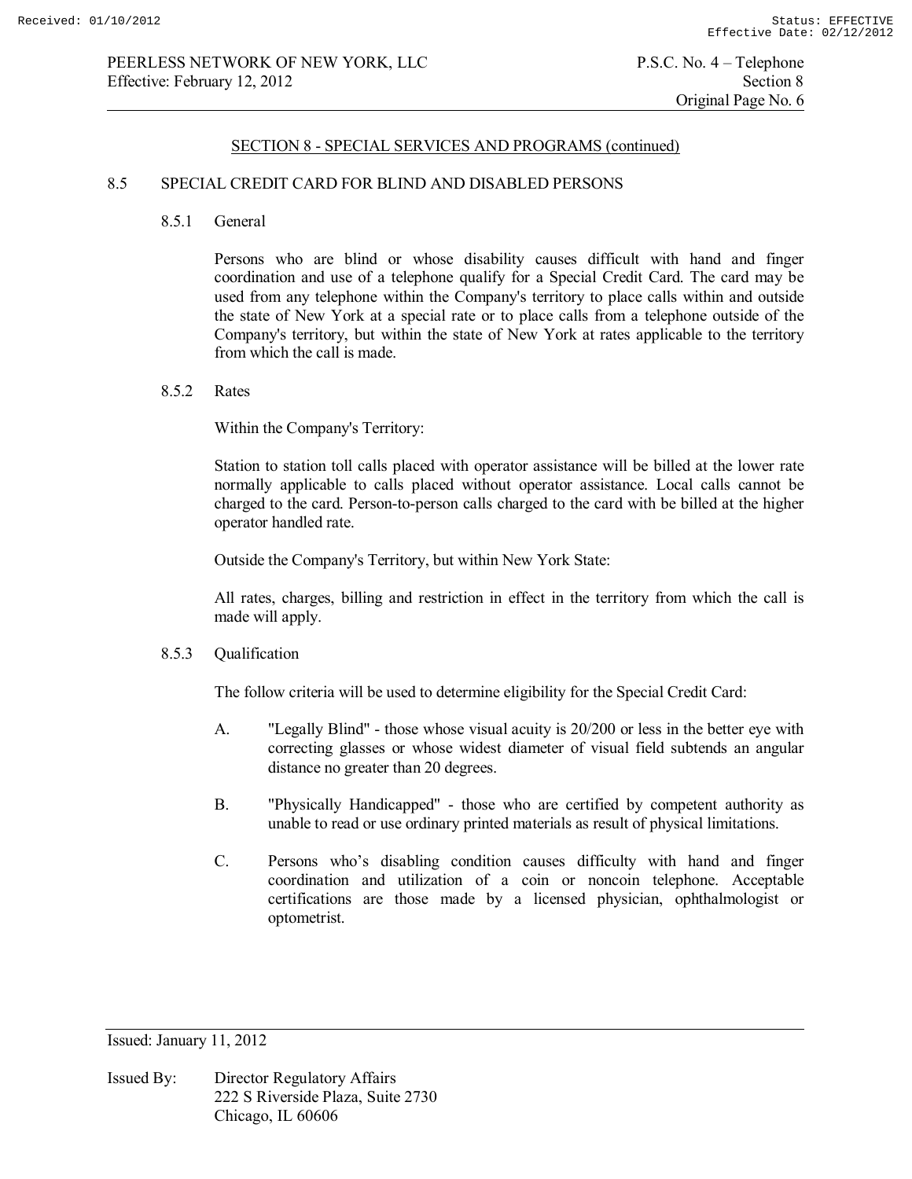## SECTION 8 - SPECIAL SERVICES AND PROGRAMS (continued)

### 8.5 SPECIAL CREDIT CARD FOR BLIND AND DISABLED PERSONS

#### 8.5.1 General

Persons who are blind or whose disability causes difficult with hand and finger coordination and use of a telephone qualify for a Special Credit Card. The card may be used from any telephone within the Company's territory to place calls within and outside the state of New York at a special rate or to place calls from a telephone outside of the Company's territory, but within the state of New York at rates applicable to the territory from which the call is made.

#### 8.5.2 Rates

Within the Company's Territory:

Station to station toll calls placed with operator assistance will be billed at the lower rate normally applicable to calls placed without operator assistance. Local calls cannot be charged to the card. Person-to-person calls charged to the card with be billed at the higher operator handled rate.

Outside the Company's Territory, but within New York State:

All rates, charges, billing and restriction in effect in the territory from which the call is made will apply.

#### 8.5.3 Qualification

The follow criteria will be used to determine eligibility for the Special Credit Card:

A. "Legally Blind" - those whose visual acuity is 20/200 or less in the better eye with correcting glasses or whose widest diameter of visual field subtends an angular distance no greater than 20 degrees.

B. "Physically Handicapped" - those who are certified by competent authority as unable to read or use ordinary printed materials as result of physical limitations.

C. Persons who's disabling condition causes difficulty with hand and finger coordination and utilization of a coin or noncoin telephone. Acceptable certifications are those made by a licensed physician, ophthalmologist or optometrist.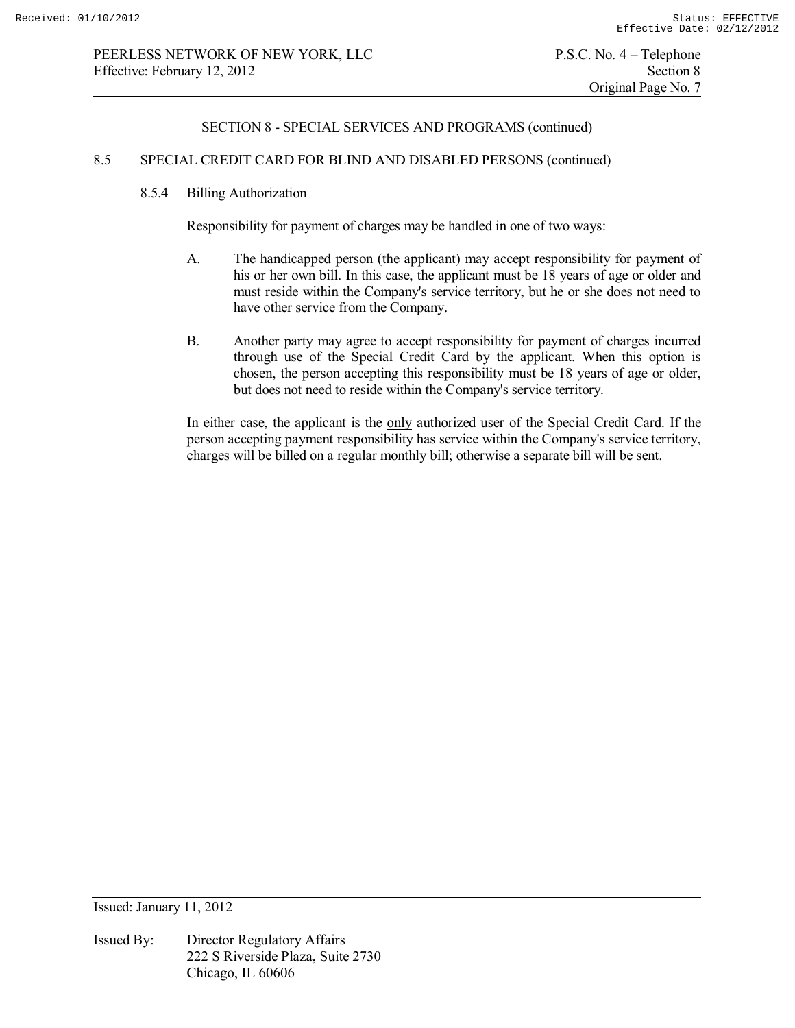## SECTION 8 - SPECIAL SERVICES AND PROGRAMS (continued)

### 8.5 SPECIAL CREDIT CARD FOR BLIND AND DISABLED PERSONS (continued)

#### 8.5.4 Billing Authorization

Responsibility for payment of charges may be handled in one of two ways:

A. The handicapped person (the applicant) may accept responsibility for payment of his or her own bill. In this case, the applicant must be 18 years of age or older and must reside within the Company's service territory, but he or she does not need to have other service from the Company.

B. Another party may agree to accept responsibility for payment of charges incurred through use of the Special Credit Card by the applicant. When this option is chosen, the person accepting this responsibility must be 18 years of age or older, but does not need to reside within the Company's service territory.

In either case, the applicant is the only authorized user of the Special Credit Card. If the person accepting payment responsibility has service within the Company's service territory, charges will be billed on a regular monthly bill; otherwise a separate bill will be sent.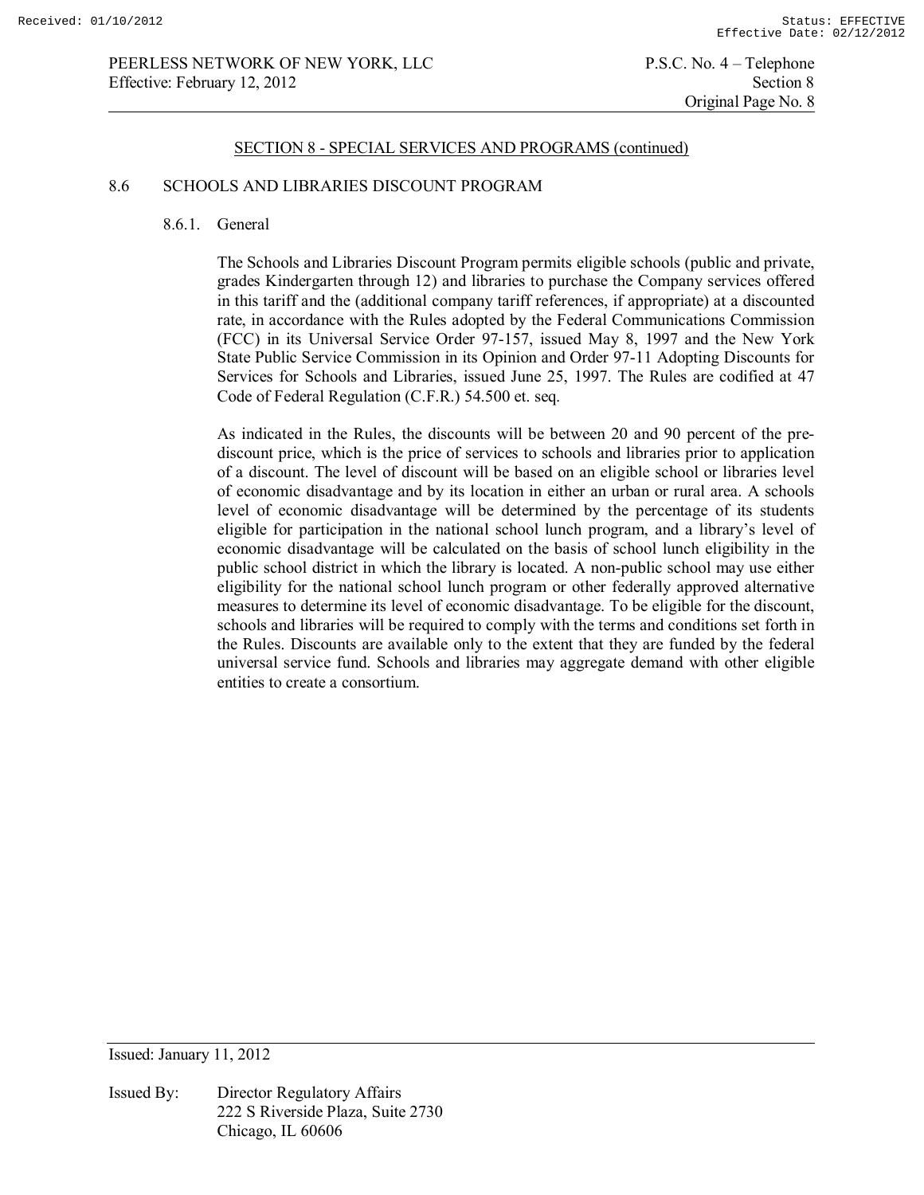## SECTION 8 - SPECIAL SERVICES AND PROGRAMS (continued)

### 8.6 SCHOOLS AND LIBRARIES DISCOUNT PROGRAM

#### 8.6.1. General

The Schools and Libraries Discount Program permits eligible schools (public and private, grades Kindergarten through 12) and libraries to purchase the Company services offered in this tariff and the (additional company tariff references, if appropriate) at a discounted rate, in accordance with the Rules adopted by the Federal Communications Commission (FCC) in its Universal Service Order 97-157, issued May 8, 1997 and the New York State Public Service Commission in its Opinion and Order 97-11 Adopting Discounts for Services for Schools and Libraries, issued June 25, 1997. The Rules are codified at 47 Code of Federal Regulation (C.F.R.) 54.500 et. seq.

As indicated in the Rules, the discounts will be between 20 and 90 percent of the pre-discount price, which is the price of services to schools and libraries prior to application of a discount. The level of discount will be based on an eligible school or libraries level of economic disadvantage and by its location in either an urban or rural area. A schools level of economic disadvantage will be determined by the percentage of its students eligible for participation in the national school lunch program, and a library's level of economic disadvantage will be calculated on the basis of school lunch eligibility in the public school district in which the library is located. A non-public school may use either eligibility for the national school lunch program or other federally approved alternative measures to determine its level of economic disadvantage. To be eligible for the discount, schools and libraries will be required to comply with the terms and conditions set forth in the Rules. Discounts are available only to the extent that they are funded by the federal universal service fund. Schools and libraries may aggregate demand with other eligible entities to create a consortium.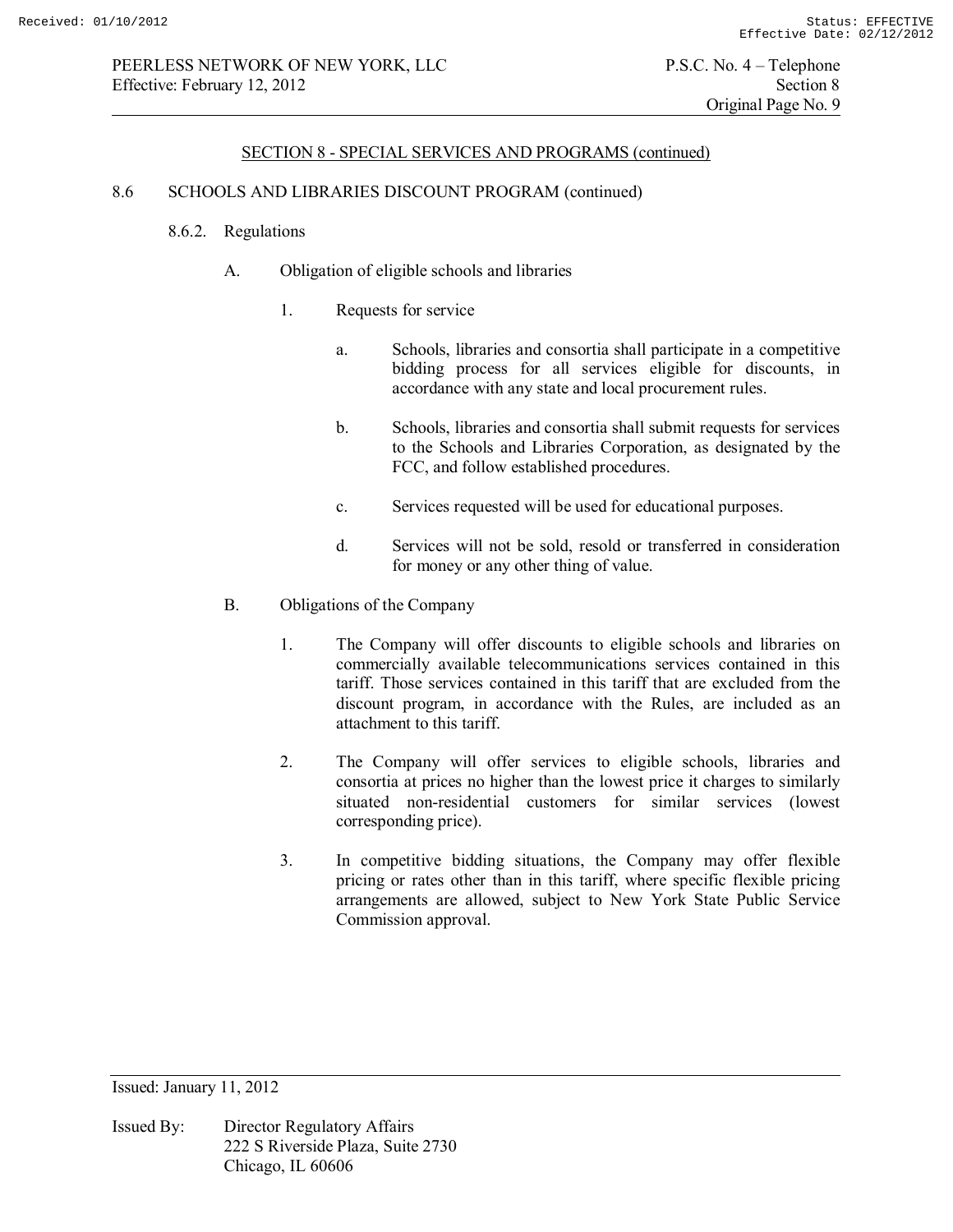## SECTION 8 - SPECIAL SERVICES AND PROGRAMS (continued)

### 8.6 SCHOOLS AND LIBRARIES DISCOUNT PROGRAM (continued)

#### 8.6.2. Regulations

A. Obligation of eligible schools and libraries

1. Requests for service

   a. Schools, libraries and consortia shall participate in a competitive bidding process for all services eligible for discounts, in accordance with any state and local procurement rules.

   b. Schools, libraries and consortia shall submit requests for services to the Schools and Libraries Corporation, as designated by the FCC, and follow established procedures.

   c. Services requested will be used for educational purposes.

   d. Services will not be sold, resold or transferred in consideration for money or any other thing of value.

B. Obligations of the Company

1. The Company will offer discounts to eligible schools and libraries on commercially available telecommunications services contained in this tariff. Those services contained in this tariff that are excluded from the discount program, in accordance with the Rules, are included as an attachment to this tariff.

2. The Company will offer services to eligible schools, libraries and consortia at prices no higher than the lowest price it charges to similarly situated non-residential customers for similar services (lowest corresponding price).

3. In competitive bidding situations, the Company may offer flexible pricing or rates other than in this tariff, where specific flexible pricing arrangements are allowed, subject to New York State Public Service Commission approval.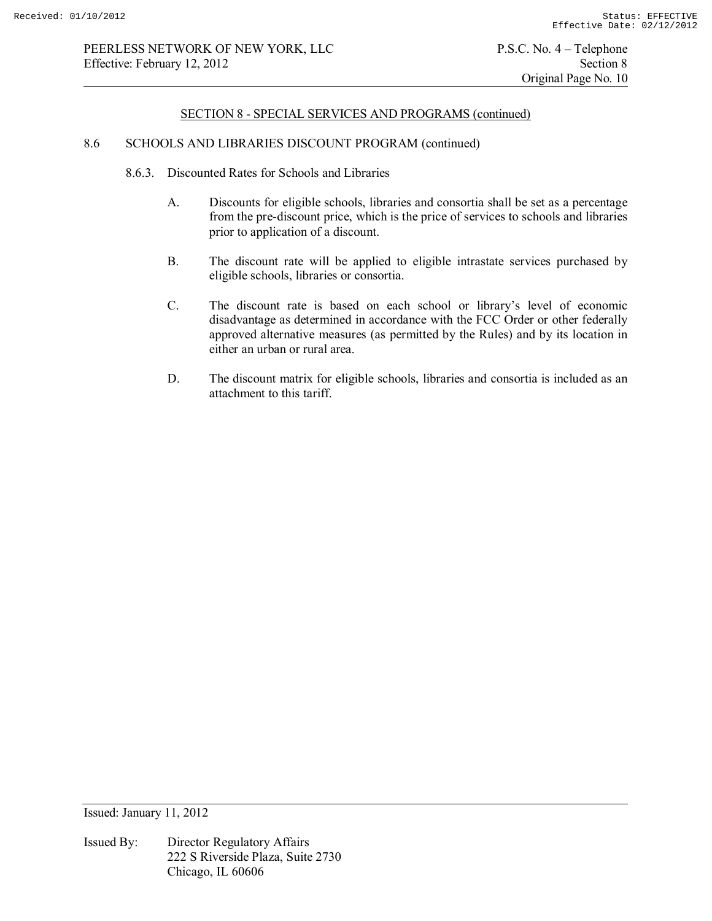## SECTION 8 - SPECIAL SERVICES AND PROGRAMS (continued)

### 8.6 SCHOOLS AND LIBRARIES DISCOUNT PROGRAM (continued)

#### 8.6.3. Discounted Rates for Schools and Libraries

A. Discounts for eligible schools, libraries and consortia shall be set as a percentage from the pre-discount price, which is the price of services to schools and libraries prior to application of a discount.

B. The discount rate will be applied to eligible intrastate services purchased by eligible schools, libraries or consortia.

C. The discount rate is based on each school or library's level of economic disadvantage as determined in accordance with the FCC Order or other federally approved alternative measures (as permitted by the Rules) and by its location in either an urban or rural area.

D. The discount matrix for eligible schools, libraries and consortia is included as an attachment to this tariff.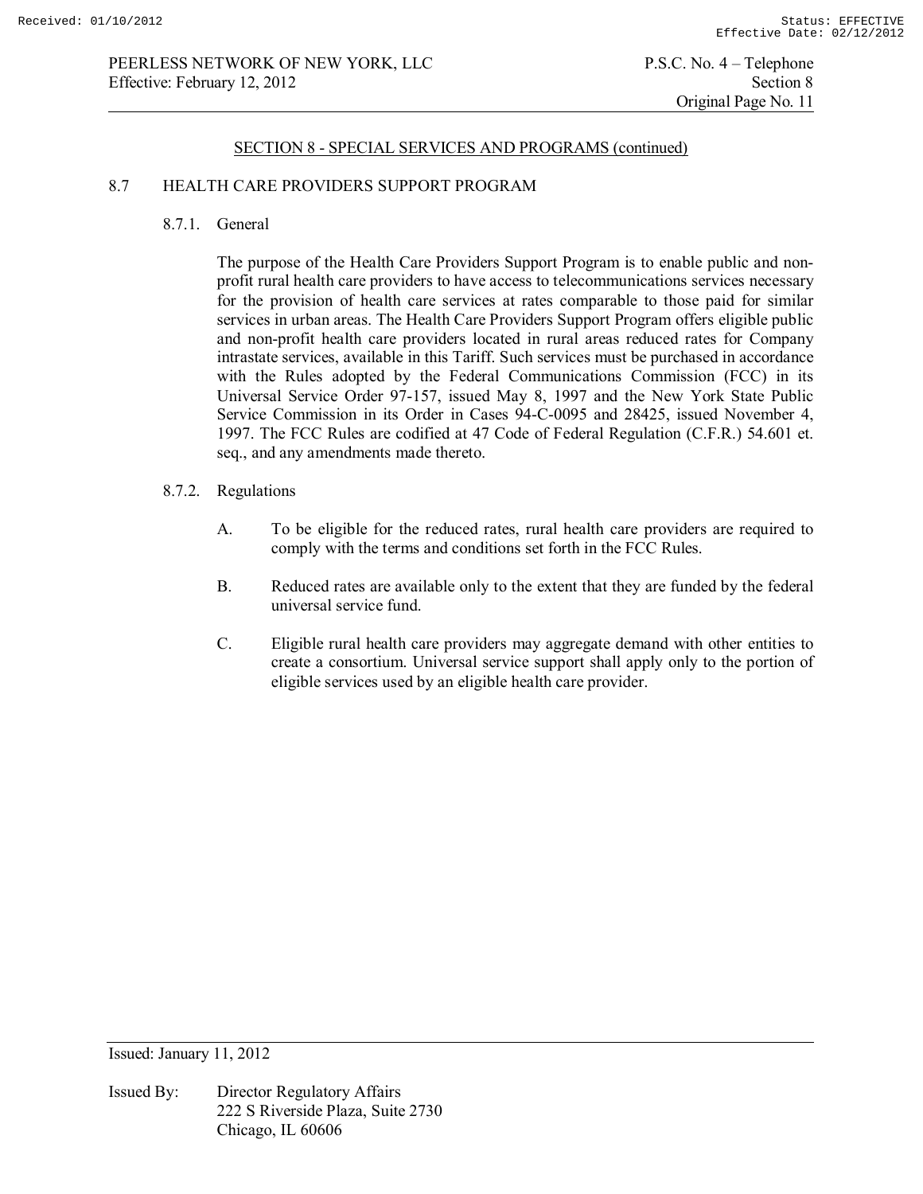## SECTION 8 - SPECIAL SERVICES AND PROGRAMS (continued)

### 8.7 HEALTH CARE PROVIDERS SUPPORT PROGRAM

#### 8.7.1. General

The purpose of the Health Care Providers Support Program is to enable public and non-profit rural health care providers to have access to telecommunications services necessary for the provision of health care services at rates comparable to those paid for similar services in urban areas. The Health Care Providers Support Program offers eligible public and non-profit health care providers located in rural areas reduced rates for Company intrastate services, available in this Tariff. Such services must be purchased in accordance with the Rules adopted by the Federal Communications Commission (FCC) in its Universal Service Order 97-157, issued May 8, 1997 and the New York State Public Service Commission in its Order in Cases 94-C-0095 and 28425, issued November 4, 1997. The FCC Rules are codified at 47 Code of Federal Regulation (C.F.R.) 54.601 et. seq., and any amendments made thereto.

#### 8.7.2. Regulations

A. To be eligible for the reduced rates, rural health care providers are required to comply with the terms and conditions set forth in the FCC Rules.

B. Reduced rates are available only to the extent that they are funded by the federal universal service fund.

C. Eligible rural health care providers may aggregate demand with other entities to create a consortium. Universal service support shall apply only to the portion of eligible services used by an eligible health care provider.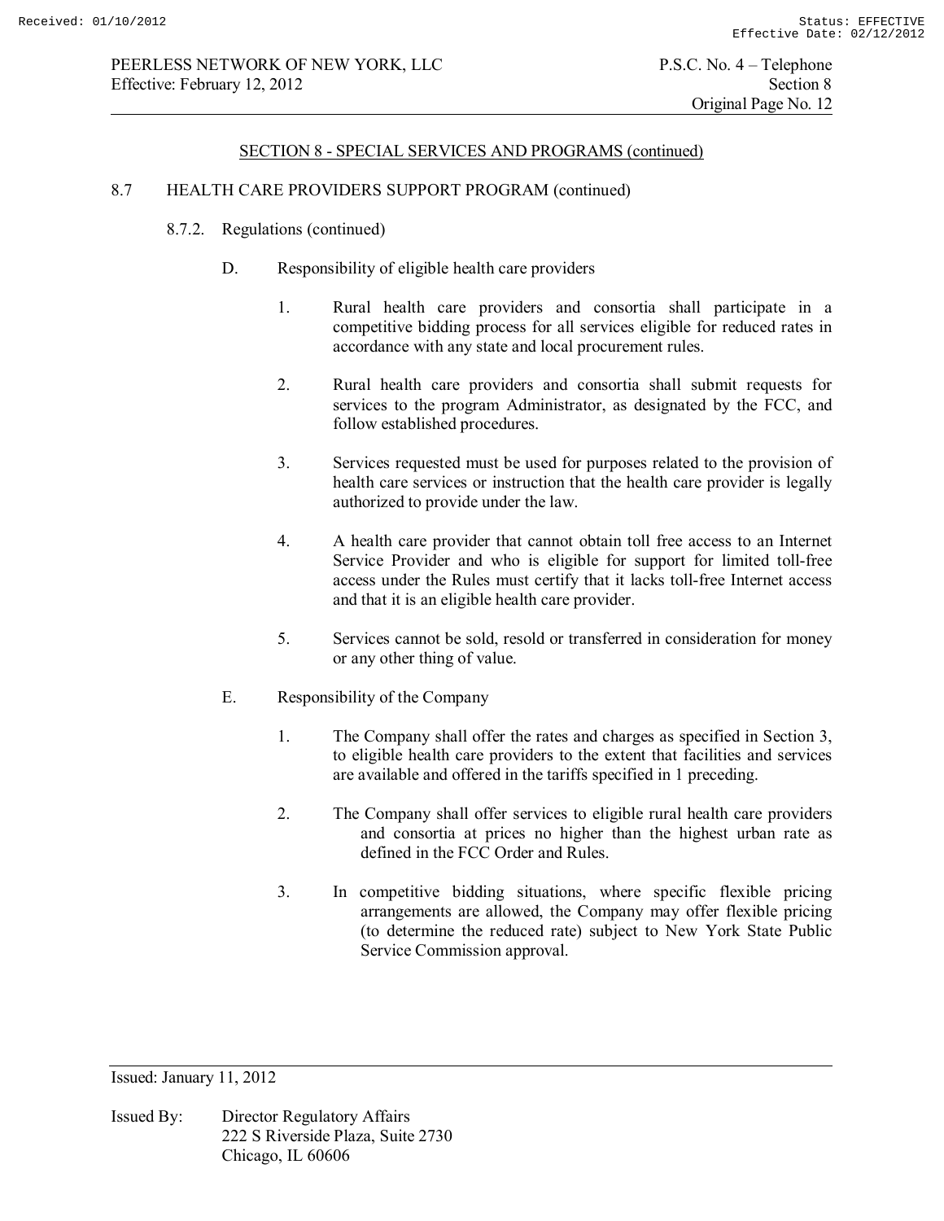## SECTION 8 - SPECIAL SERVICES AND PROGRAMS (continued)

### 8.7 HEALTH CARE PROVIDERS SUPPORT PROGRAM (continued)

#### 8.7.2. Regulations (continued)

D. Responsibility of eligible health care providers

1. Rural health care providers and consortia shall participate in a competitive bidding process for all services eligible for reduced rates in accordance with any state and local procurement rules.

2. Rural health care providers and consortia shall submit requests for services to the program Administrator, as designated by the FCC, and follow established procedures.

3. Services requested must be used for purposes related to the provision of health care services or instruction that the health care provider is legally authorized to provide under the law.

4. A health care provider that cannot obtain toll free access to an Internet Service Provider and who is eligible for support for limited toll-free access under the Rules must certify that it lacks toll-free Internet access and that it is an eligible health care provider.

5. Services cannot be sold, resold or transferred in consideration for money or any other thing of value.

E. Responsibility of the Company

1. The Company shall offer the rates and charges as specified in Section 3, to eligible health care providers to the extent that facilities and services are available and offered in the tariffs specified in 1 preceding.

2. The Company shall offer services to eligible rural health care providers and consortia at prices no higher than the highest urban rate as defined in the FCC Order and Rules.

3. In competitive bidding situations, where specific flexible pricing arrangements are allowed, the Company may offer flexible pricing (to determine the reduced rate) subject to New York State Public Service Commission approval.

Issued: January 11, 2012

Issued By: Director Regulatory Affairs
222 S Riverside Plaza, Suite 2730
Chicago, IL 60606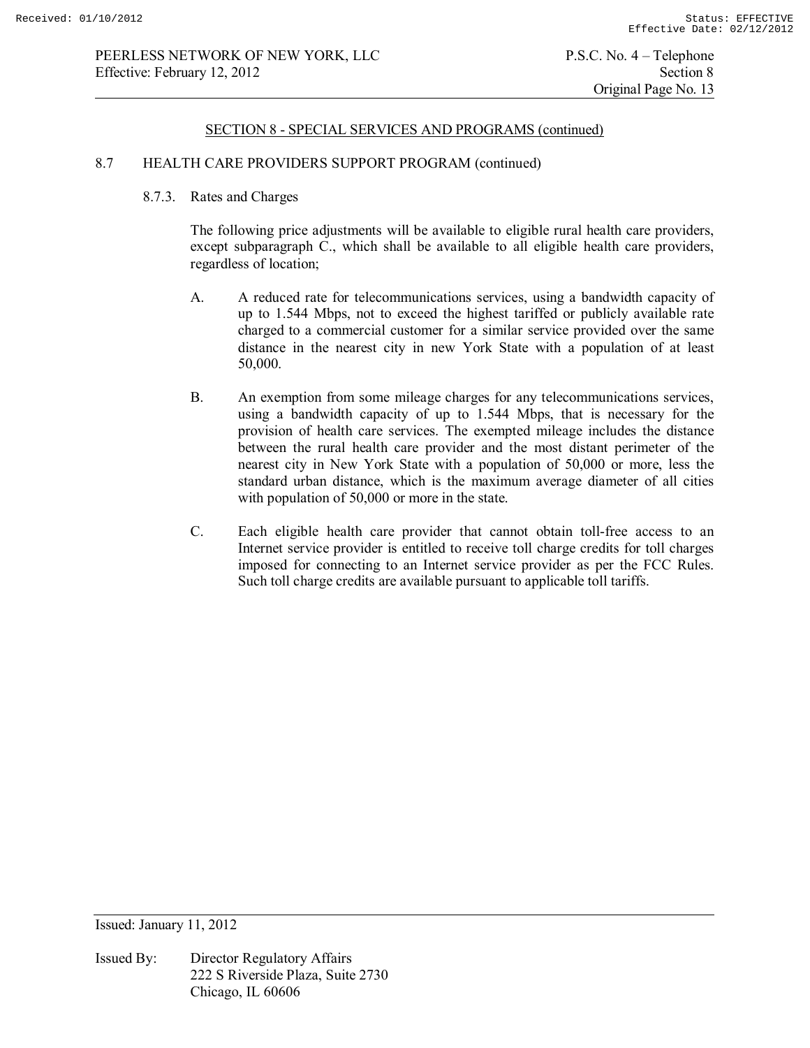## SECTION 8 - SPECIAL SERVICES AND PROGRAMS (continued)

### 8.7 HEALTH CARE PROVIDERS SUPPORT PROGRAM (continued)

#### 8.7.3. Rates and Charges

The following price adjustments will be available to eligible rural health care providers, except subparagraph C., which shall be available to all eligible health care providers, regardless of location;

A. A reduced rate for telecommunications services, using a bandwidth capacity of up to 1.544 Mbps, not to exceed the highest tariffed or publicly available rate charged to a commercial customer for a similar service provided over the same distance in the nearest city in new York State with a population of at least 50,000.

B. An exemption from some mileage charges for any telecommunications services, using a bandwidth capacity of up to 1.544 Mbps, that is necessary for the provision of health care services. The exempted mileage includes the distance between the rural health care provider and the most distant perimeter of the nearest city in New York State with a population of 50,000 or more, less the standard urban distance, which is the maximum average diameter of all cities with population of 50,000 or more in the state.

C. Each eligible health care provider that cannot obtain toll-free access to an Internet service provider is entitled to receive toll charge credits for toll charges imposed for connecting to an Internet service provider as per the FCC Rules. Such toll charge credits are available pursuant to applicable toll tariffs.

Issued: January 11, 2012

Issued By: Director Regulatory Affairs
222 S Riverside Plaza, Suite 2730
Chicago, IL 60606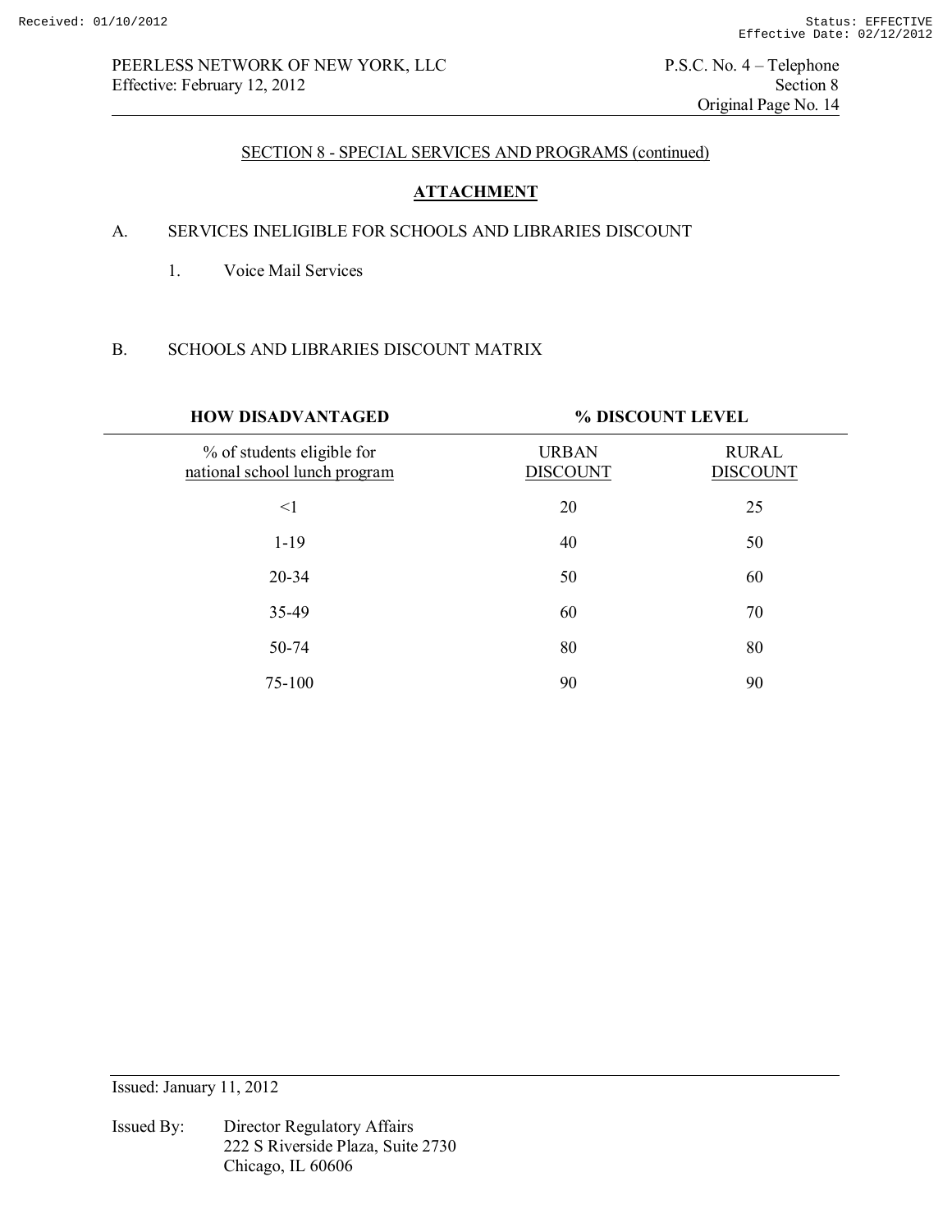SECTION 8 - SPECIAL SERVICES AND PROGRAMS (continued)

## ATTACHMENT

A. SERVICES INELIGIBLE FOR SCHOOLS AND LIBRARIES DISCOUNT

1. Voice Mail Services

B. SCHOOLS AND LIBRARIES DISCOUNT MATRIX

| HOW DISADVANTAGED | % DISCOUNT LEVEL | |
|---|---|---|
| % of students eligible for national school lunch program | URBAN DISCOUNT | RURAL DISCOUNT |
| <1 | 20 | 25 |
| 1-19 | 40 | 50 |
| 20-34 | 50 | 60 |
| 35-49 | 60 | 70 |
| 50-74 | 80 | 80 |
| 75-100 | 90 | 90 |

Issued: January 11, 2012

Issued By: Director Regulatory Affairs
222 S Riverside Plaza, Suite 2730
Chicago, IL 60606